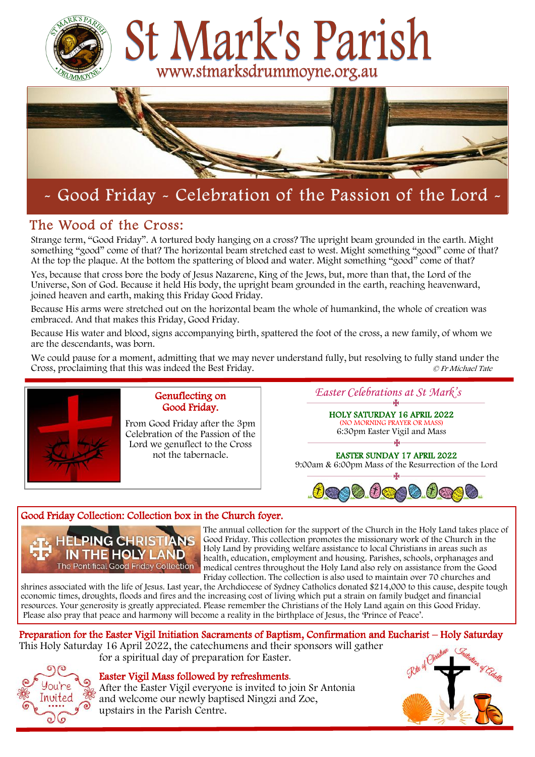# St Mark's Parish

www.stmarksdrummoyne.org.au

## ~ Good Friday ~ Celebration of the Passion of the Lord ~

## The Wood of the Cross:

Strange term, "Good Friday". A tortured body hanging on a cross? The upright beam grounded in the earth. Might something "good" come of that? The horizontal beam stretched east to west. Might something "good" come of that? At the top the plaque. At the bottom the spattering of blood and water. Might something "good" come of that?

Yes, because that cross bore the body of Jesus Nazarene, King of the Jews, but, more than that, the Lord of the Universe, Son of God. Because it held His body, the upright beam grounded in the earth, reaching heavenward, joined heaven and earth, making this Friday Good Friday.

Because His arms were stretched out on the horizontal beam the whole of humankind, the whole of creation was embraced. And that makes this Friday, Good Friday.

Because His water and blood, signs accompanying birth, spattered the foot of the cross, a new family, of whom we are the descendants, was born.

We could pause for a moment, admitting that we may never understand fully, but resolving to fully stand under the Cross, proclaiming that this was indeed the Best Friday.

*© Fr Michael Tate*

### Genuflecting on Good Friday.

From Good Friday after the 3pm Celebration of the Passion of the Lord we genuflect to the Cross not the tabernacle.

### *Easter Celebrations at St Mark's*

**HOLY SATURDAY 16 APRIL 2022**
(NO MORNING PRAYER OR MASS)
6:30pm Easter Vigil and Mass

**EASTER SUNDAY 17 APRIL 2022**
9:00am & 6:00pm Mass of the Resurrection of the Lord

### Good Friday Collection: Collection box in the Church foyer.

HELPING CHRISTIANS IN THE HOLY LAND
The Pontifical Good Friday Collection

The annual collection for the support of the Church in the Holy Land takes place of Good Friday. This collection promotes the missionary work of the Church in the Holy Land by providing welfare assistance to local Christians in areas such as health, education, employment and housing. Parishes, schools, orphanages and medical centres throughout the Holy Land also rely on assistance from the Good Friday collection. The collection is also used to maintain over 70 churches and shrines associated with the life of Jesus. Last year, the Archdiocese of Sydney Catholics donated $214,000 to this cause, despite tough economic times, droughts, floods and fires and the increasing cost of living which put a strain on family budget and financial resources. Your generosity is greatly appreciated. Please remember the Christians of the Holy Land again on this Good Friday. Please also pray that peace and harmony will become a reality in the birthplace of Jesus, the 'Prince of Peace'.

### Preparation for the Easter Vigil Initiation Sacraments of Baptism, Confirmation and Eucharist – Holy Saturday

This Holy Saturday 16 April 2022, the catechumens and their sponsors will gather for a spiritual day of preparation for Easter.

**Easter Vigil Mass followed by refreshments.**
After the Easter Vigil everyone is invited to join Sr Antonia and welcome our newly baptised Ningzi and Zoe, upstairs in the Parish Centre.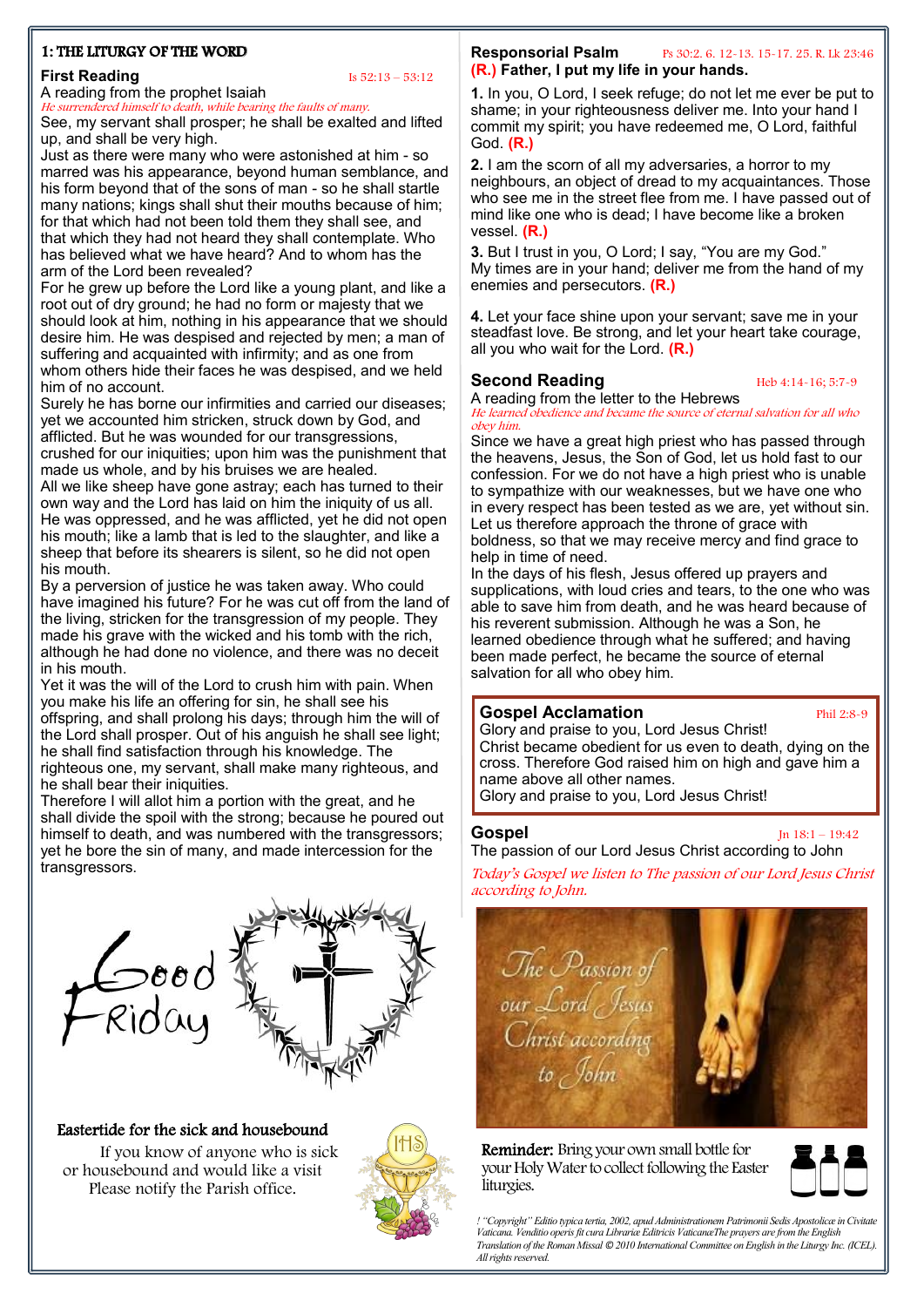## 1: THE LITURGY OF THE WORD

### First Reading

Is 52:13 – 53:12

A reading from the prophet Isaiah

*He surrendered himself to death, while bearing the faults of many.*

See, my servant shall prosper; he shall be exalted and lifted up, and shall be very high.
Just as there were many who were astonished at him - so marred was his appearance, beyond human semblance, and his form beyond that of the sons of man - so he shall startle many nations; kings shall shut their mouths because of him; for that which had not been told them they shall see, and that which they had not heard they shall contemplate. Who has believed what we have heard? And to whom has the arm of the Lord been revealed?
For he grew up before the Lord like a young plant, and like a root out of dry ground; he had no form or majesty that we should look at him, nothing in his appearance that we should desire him. He was despised and rejected by men; a man of suffering and acquainted with infirmity; and as one from whom others hide their faces he was despised, and we held him of no account.
Surely he has borne our infirmities and carried our diseases; yet we accounted him stricken, struck down by God, and afflicted. But he was wounded for our transgressions, crushed for our iniquities; upon him was the punishment that made us whole, and by his bruises we are healed.
All we like sheep have gone astray; each has turned to their own way and the Lord has laid on him the iniquity of us all. He was oppressed, and he was afflicted, yet he did not open his mouth; like a lamb that is led to the slaughter, and like a sheep that before its shearers is silent, so he did not open his mouth.
By a perversion of justice he was taken away. Who could have imagined his future? For he was cut off from the land of the living, stricken for the transgression of my people. They made his grave with the wicked and his tomb with the rich, although he had done no violence, and there was no deceit in his mouth.
Yet it was the will of the Lord to crush him with pain. When you make his life an offering for sin, he shall see his offspring, and shall prolong his days; through him the will of the Lord shall prosper. Out of his anguish he shall see light; he shall find satisfaction through his knowledge. The righteous one, my servant, shall make many righteous, and he shall bear their iniquities.
Therefore I will allot him a portion with the great, and he shall divide the spoil with the strong; because he poured out himself to death, and was numbered with the transgressors; yet he bore the sin of many, and made intercession for the transgressors.

Good Friday

### Eastertide for the sick and housebound

If you know of anyone who is sick or housebound and would like a visit Please notify the Parish office.

### Responsorial Psalm

Ps 30:2. 6. 12-13. 15-17. 25. R. Lk 23:46

**(R.) Father, I put my life in your hands.**

**1.** In you, O Lord, I seek refuge; do not let me ever be put to shame; in your righteousness deliver me. Into your hand I commit my spirit; you have redeemed me, O Lord, faithful God. **(R.)**

**2.** I am the scorn of all my adversaries, a horror to my neighbours, an object of dread to my acquaintances. Those who see me in the street flee from me. I have passed out of mind like one who is dead; I have become like a broken vessel. **(R.)**

**3.** But I trust in you, O Lord; I say, "You are my God." My times are in your hand; deliver me from the hand of my enemies and persecutors. **(R.)**

**4.** Let your face shine upon your servant; save me in your steadfast love. Be strong, and let your heart take courage, all you who wait for the Lord. **(R.)**

### Second Reading

Heb 4:14-16; 5:7-9

A reading from the letter to the Hebrews

*He learned obedience and became the source of eternal salvation for all who obey him.*

Since we have a great high priest who has passed through the heavens, Jesus, the Son of God, let us hold fast to our confession. For we do not have a high priest who is unable to sympathize with our weaknesses, but we have one who in every respect has been tested as we are, yet without sin. Let us therefore approach the throne of grace with boldness, so that we may receive mercy and find grace to help in time of need.
In the days of his flesh, Jesus offered up prayers and supplications, with loud cries and tears, to the one who was able to save him from death, and he was heard because of his reverent submission. Although he was a Son, he learned obedience through what he suffered; and having been made perfect, he became the source of eternal salvation for all who obey him.

### Gospel Acclamation

Phil 2:8-9

Glory and praise to you, Lord Jesus Christ!
Christ became obedient for us even to death, dying on the cross. Therefore God raised him on high and gave him a name above all other names.
Glory and praise to you, Lord Jesus Christ!

### Gospel

Jn 18:1 – 19:42

The passion of our Lord Jesus Christ according to John

*Today's Gospel we listen to The passion of our Lord Jesus Christ according to John.*

The Passion of our Lord Jesus Christ according to John

**Reminder:** Bring your own small bottle for your Holy Water to collect following the Easter liturgies.

*! "Copyright" Editio typica tertia, 2002, apud Administrationem Patrimonii Sedis Apostolicæ in Civitate Vaticana. Venditio operis fit cura Librariæ Editricis VaticanæThe prayers are from the English Translation of the Roman Missal © 2010 International Committee on English in the Liturgy Inc. (ICEL). All rights reserved.*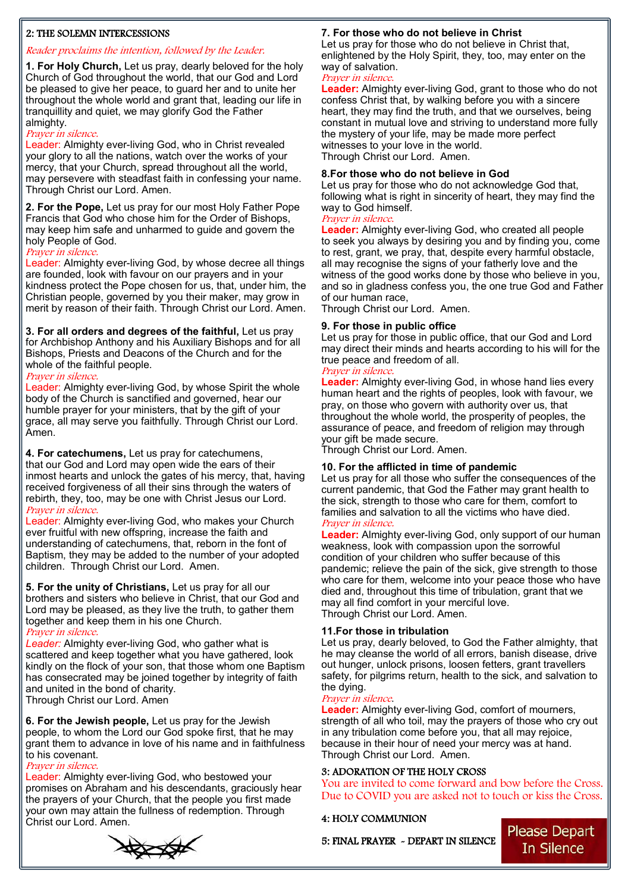## 2: THE SOLEMN INTERCESSIONS

*Reader proclaims the intention, followed by the Leader.*

**1. For Holy Church,** Let us pray, dearly beloved for the holy Church of God throughout the world, that our God and Lord be pleased to give her peace, to guard her and to unite her throughout the whole world and grant that, leading our life in tranquillity and quiet, we may glorify God the Father almighty.

*Prayer in silence.*

Leader: Almighty ever-living God, who in Christ revealed your glory to all the nations, watch over the works of your mercy, that your Church, spread throughout all the world, may persevere with steadfast faith in confessing your name. Through Christ our Lord. Amen.

**2. For the Pope,** Let us pray for our most Holy Father Pope Francis that God who chose him for the Order of Bishops, may keep him safe and unharmed to guide and govern the holy People of God.

*Prayer in silence.*

Leader: Almighty ever-living God, by whose decree all things are founded, look with favour on our prayers and in your kindness protect the Pope chosen for us, that, under him, the Christian people, governed by you their maker, may grow in merit by reason of their faith. Through Christ our Lord. Amen.

**3. For all orders and degrees of the faithful,** Let us pray for Archbishop Anthony and his Auxiliary Bishops and for all Bishops, Priests and Deacons of the Church and for the whole of the faithful people.

*Prayer in silence.*

Leader: Almighty ever-living God, by whose Spirit the whole body of the Church is sanctified and governed, hear our humble prayer for your ministers, that by the gift of your grace, all may serve you faithfully. Through Christ our Lord. Amen.

**4. For catechumens,** Let us pray for catechumens, that our God and Lord may open wide the ears of their inmost hearts and unlock the gates of his mercy, that, having received forgiveness of all their sins through the waters of rebirth, they, too, may be one with Christ Jesus our Lord.

*Prayer in silence.*

Leader: Almighty ever-living God, who makes your Church ever fruitful with new offspring, increase the faith and understanding of catechumens, that, reborn in the font of Baptism, they may be added to the number of your adopted children. Through Christ our Lord. Amen.

**5. For the unity of Christians,** Let us pray for all our brothers and sisters who believe in Christ, that our God and Lord may be pleased, as they live the truth, to gather them together and keep them in his one Church.

*Prayer in silence.*

*Leader:* Almighty ever-living God, who gather what is scattered and keep together what you have gathered, look kindly on the flock of your son, that those whom one Baptism has consecrated may be joined together by integrity of faith and united in the bond of charity.
Through Christ our Lord. Amen

**6. For the Jewish people,** Let us pray for the Jewish people, to whom the Lord our God spoke first, that he may grant them to advance in love of his name and in faithfulness to his covenant.

*Prayer in silence.*

Leader: Almighty ever-living God, who bestowed your promises on Abraham and his descendants, graciously hear the prayers of your Church, that the people you first made your own may attain the fullness of redemption. Through Christ our Lord. Amen.

**7. For those who do not believe in Christ**
Let us pray for those who do not believe in Christ that, enlightened by the Holy Spirit, they, too, may enter on the way of salvation.

*Prayer in silence.*

**Leader:** Almighty ever-living God, grant to those who do not confess Christ that, by walking before you with a sincere heart, they may find the truth, and that we ourselves, being constant in mutual love and striving to understand more fully the mystery of your life, may be made more perfect witnesses to your love in the world.
Through Christ our Lord. Amen.

**8.For those who do not believe in God**
Let us pray for those who do not acknowledge God that, following what is right in sincerity of heart, they may find the way to God himself.

*Prayer in silence.*

**Leader:** Almighty ever-living God, who created all people to seek you always by desiring you and by finding you, come to rest, grant, we pray, that, despite every harmful obstacle, all may recognise the signs of your fatherly love and the witness of the good works done by those who believe in you, and so in gladness confess you, the one true God and Father of our human race,
Through Christ our Lord. Amen.

**9. For those in public office**
Let us pray for those in public office, that our God and Lord may direct their minds and hearts according to his will for the true peace and freedom of all.

*Prayer in silence.*

**Leader:** Almighty ever-living God, in whose hand lies every human heart and the rights of peoples, look with favour, we pray, on those who govern with authority over us, that throughout the whole world, the prosperity of peoples, the assurance of peace, and freedom of religion may through your gift be made secure.
Through Christ our Lord. Amen.

**10. For the afflicted in time of pandemic**
Let us pray for all those who suffer the consequences of the current pandemic, that God the Father may grant health to the sick, strength to those who care for them, comfort to families and salvation to all the victims who have died.

*Prayer in silence.*

**Leader:** Almighty ever-living God, only support of our human weakness, look with compassion upon the sorrowful condition of your children who suffer because of this pandemic; relieve the pain of the sick, give strength to those who care for them, welcome into your peace those who have died and, throughout this time of tribulation, grant that we may all find comfort in your merciful love.
Through Christ our Lord. Amen.

**11.For those in tribulation**
Let us pray, dearly beloved, to God the Father almighty, that he may cleanse the world of all errors, banish disease, drive out hunger, unlock prisons, loosen fetters, grant travellers safety, for pilgrims return, health to the sick, and salvation to the dying.

*Prayer in silence.*

**Leader:** Almighty ever-living God, comfort of mourners, strength of all who toil, may the prayers of those who cry out in any tribulation come before you, that all may rejoice, because in their hour of need your mercy was at hand.
Through Christ our Lord. Amen.

## 3: ADORATION OF THE HOLY CROSS

You are invited to come forward and bow before the Cross. Due to COVID you are asked not to touch or kiss the Cross.

## 4: HOLY COMMUNION

## 5: FINAL PRAYER - DEPART IN SILENCE

Please Depart In Silence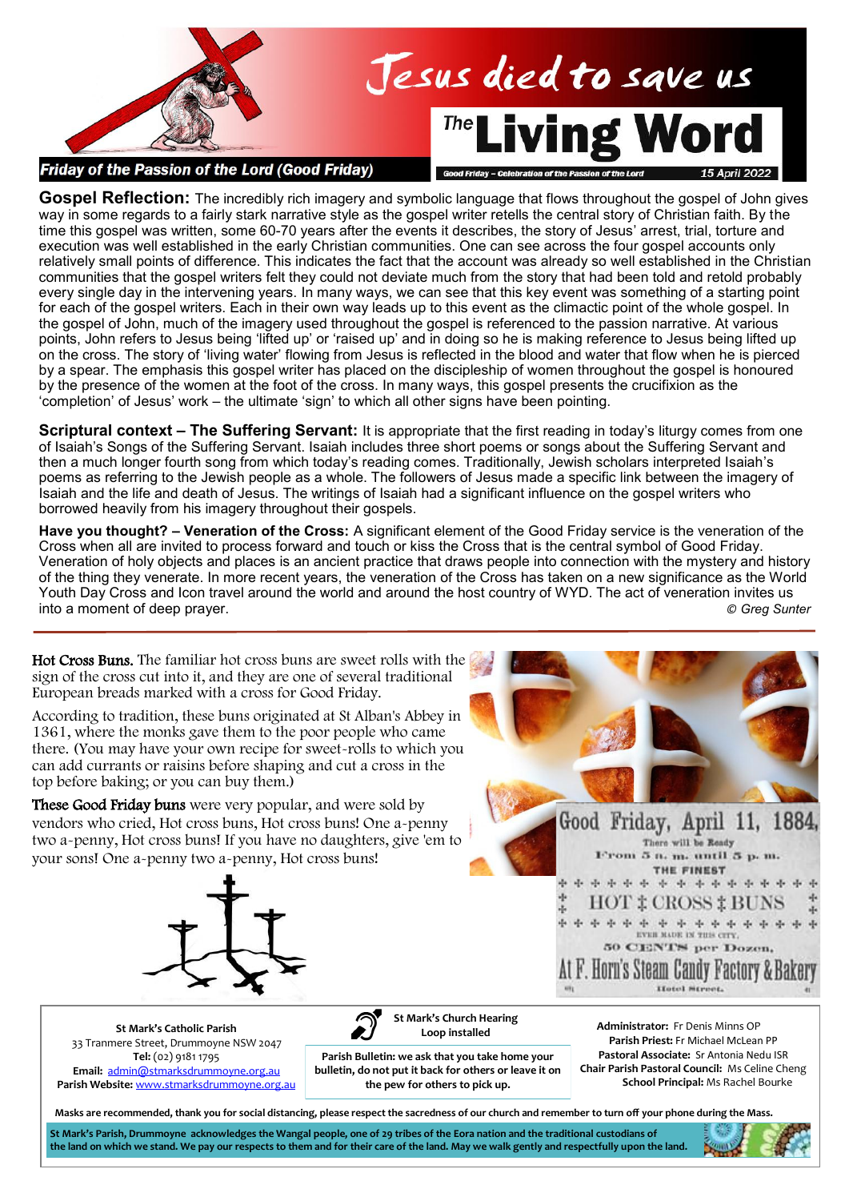# Jesus died to save us

## The Living Word

**Friday of the Passion of the Lord (Good Friday)**

Good Friday – Celebration of the Passion of the Lord — 15 April 2022

**Gospel Reflection:** The incredibly rich imagery and symbolic language that flows throughout the gospel of John gives way in some regards to a fairly stark narrative style as the gospel writer retells the central story of Christian faith. By the time this gospel was written, some 60-70 years after the events it describes, the story of Jesus' arrest, trial, torture and execution was well established in the early Christian communities. One can see across the four gospel accounts only relatively small points of difference. This indicates the fact that the account was already so well established in the Christian communities that the gospel writers felt they could not deviate much from the story that had been told and retold probably every single day in the intervening years. In many ways, we can see that this key event was something of a starting point for each of the gospel writers. Each in their own way leads up to this event as the climactic point of the whole gospel. In the gospel of John, much of the imagery used throughout the gospel is referenced to the passion narrative. At various points, John refers to Jesus being 'lifted up' or 'raised up' and in doing so he is making reference to Jesus being lifted up on the cross. The story of 'living water' flowing from Jesus is reflected in the blood and water that flow when he is pierced by a spear. The emphasis this gospel writer has placed on the discipleship of women throughout the gospel is honoured by the presence of the women at the foot of the cross. In many ways, this gospel presents the crucifixion as the 'completion' of Jesus' work – the ultimate 'sign' to which all other signs have been pointing.

**Scriptural context – The Suffering Servant:** It is appropriate that the first reading in today's liturgy comes from one of Isaiah's Songs of the Suffering Servant. Isaiah includes three short poems or songs about the Suffering Servant and then a much longer fourth song from which today's reading comes. Traditionally, Jewish scholars interpreted Isaiah's poems as referring to the Jewish people as a whole. The followers of Jesus made a specific link between the imagery of Isaiah and the life and death of Jesus. The writings of Isaiah had a significant influence on the gospel writers who borrowed heavily from his imagery throughout their gospels.

**Have you thought? – Veneration of the Cross:** A significant element of the Good Friday service is the veneration of the Cross when all are invited to process forward and touch or kiss the Cross that is the central symbol of Good Friday. Veneration of holy objects and places is an ancient practice that draws people into connection with the mystery and history of the thing they venerate. In more recent years, the veneration of the Cross has taken on a new significance as the World Youth Day Cross and Icon travel around the world and around the host country of WYD. The act of veneration invites us into a moment of deep prayer.

*© Greg Sunter*

---

**Hot Cross Buns.** The familiar hot cross buns are sweet rolls with the sign of the cross cut into it, and they are one of several traditional European breads marked with a cross for Good Friday.

According to tradition, these buns originated at St Alban's Abbey in 1361, where the monks gave them to the poor people who came there. (You may have your own recipe for sweet-rolls to which you can add currants or raisins before shaping and cut a cross in the top before baking; or you can buy them.)

**These Good Friday buns** were very popular, and were sold by vendors who cried, Hot cross buns, Hot cross buns! One a-penny two a-penny, Hot cross buns! If you have no daughters, give 'em to your sons! One a-penny two a-penny, Hot cross buns!

Good Friday, April 11, 1884,
There will be Ready
From 5 a. m. until 5 p. m.
THE FINEST
HOT ‡ CROSS ‡ BUNS
EVER MADE IN THIS CITY.
50 CENTS per Dozen,
At F. Horn's Steam Candy Factory & Bakery
Hotel Street.

---

**St Mark's Catholic Parish**
33 Tranmere Street, Drummoyne NSW 2047
**Tel:** (02) 9181 1795
**Email:** admin@stmarksdrummoyne.org.au
**Parish Website:** www.stmarksdrummoyne.org.au

**St Mark's Church Hearing Loop installed**

**Parish Bulletin: we ask that you take home your bulletin, do not put it back for others or leave it on the pew for others to pick up.**

**Administrator:** Fr Denis Minns OP
**Parish Priest:** Fr Michael McLean PP
**Pastoral Associate:** Sr Antonia Nedu ISR
**Chair Parish Pastoral Council:** Ms Celine Cheng
**School Principal:** Ms Rachel Bourke

**Masks are recommended, thank you for social distancing, please respect the sacredness of our church and remember to turn off your phone during the Mass.**

**St Mark's Parish, Drummoyne acknowledges the Wangal people, one of 29 tribes of the Eora nation and the traditional custodians of the land on which we stand. We pay our respects to them and for their care of the land. May we walk gently and respectfully upon the land.**